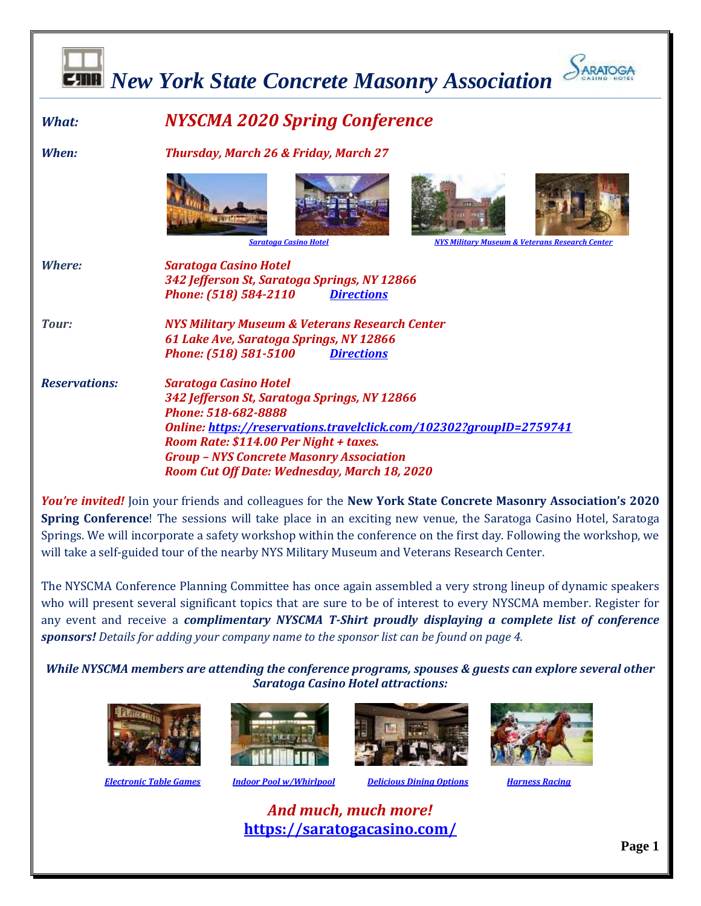# New York State Concrete Masonry Association

***What:*** ***NYSCMA 2020 Spring Conference***

***When:*** ***Thursday, March 26 & Friday, March 27***

*Saratoga Casino Hotel* *NYS Military Museum & Veterans Research Center*

***Where:*** ***Saratoga Casino Hotel***
***342 Jefferson St, Saratoga Springs, NY 12866***
***Phone: (518) 584-2110*** ***Directions***

***Tour:*** ***NYS Military Museum & Veterans Research Center***
***61 Lake Ave, Saratoga Springs, NY 12866***
***Phone: (518) 581-5100*** ***Directions***

***Reservations:*** ***Saratoga Casino Hotel***
***342 Jefferson St, Saratoga Springs, NY 12866***
***Phone: 518-682-8888***
***Online: https://reservations.travelclick.com/102302?groupID=2759741***
***Room Rate: $114.00 Per Night + taxes.***
***Group – NYS Concrete Masonry Association***
***Room Cut Off Date: Wednesday, March 18, 2020***

***You're invited!*** Join your friends and colleagues for the **New York State Concrete Masonry Association's 2020 Spring Conference**! The sessions will take place in an exciting new venue, the Saratoga Casino Hotel, Saratoga Springs. We will incorporate a safety workshop within the conference on the first day. Following the workshop, we will take a self-guided tour of the nearby NYS Military Museum and Veterans Research Center.

The NYSCMA Conference Planning Committee has once again assembled a very strong lineup of dynamic speakers who will present several significant topics that are sure to be of interest to every NYSCMA member. Register for any event and receive a ***complimentary NYSCMA T-Shirt proudly displaying a complete list of conference sponsors!*** *Details for adding your company name to the sponsor list can be found on page 4.*

***While NYSCMA members are attending the conference programs, spouses & guests can explore several other Saratoga Casino Hotel attractions:***

*Electronic Table Games* *Indoor Pool w/Whirlpool* *Delicious Dining Options* *Harness Racing*

***And much, much more!***
**https://saratogacasino.com/**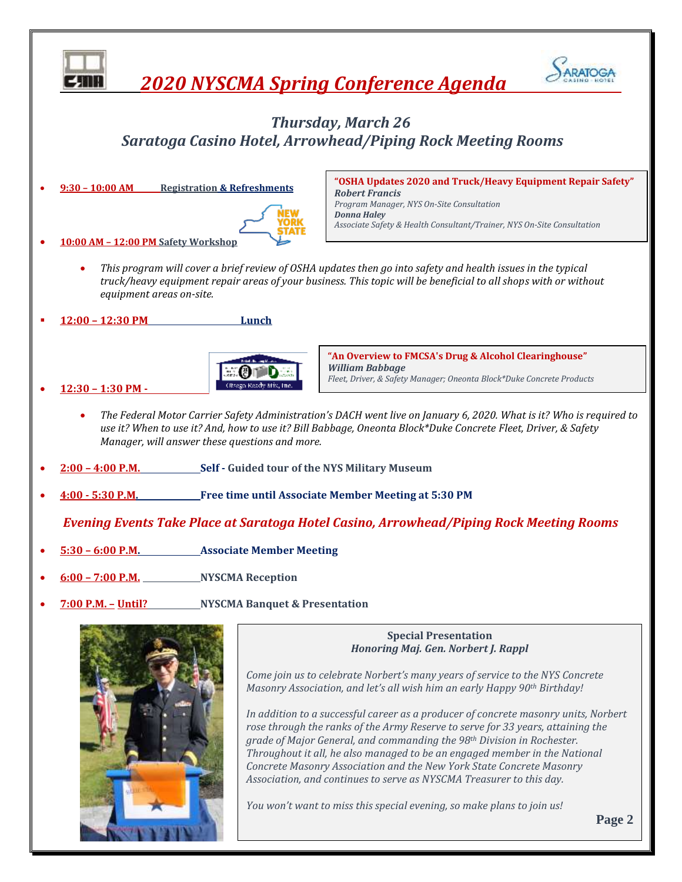# 2020 NYSCMA Spring Conference Agenda

## Thursday, March 26
## Saratoga Casino Hotel, Arrowhead/Piping Rock Meeting Rooms

- **9:30 – 10:00 AM** **Registration & Refreshments**

- **10:00 AM – 12:00 PM** **Safety Workshop**

> **"OSHA Updates 2020 and Truck/Heavy Equipment Repair Safety"**
> ***Robert Francis***
> *Program Manager, NYS On-Site Consultation*
> ***Donna Haley***
> *Associate Safety & Health Consultant/Trainer, NYS On-Site Consultation*

  - *This program will cover a brief review of OSHA updates then go into safety and health issues in the typical truck/heavy equipment repair areas of your business. This topic will be beneficial to all shops with or without equipment areas on-site.*

- **12:00 – 12:30 PM** **Lunch**

- **12:30 – 1:30 PM -**

> **"An Overview to FMCSA's Drug & Alcohol Clearinghouse"**
> ***William Babbage***
> *Fleet, Driver, & Safety Manager; Oneonta Block\*Duke Concrete Products*

  - *The Federal Motor Carrier Safety Administration's DACH went live on January 6, 2020. What is it? Who is required to use it? When to use it? And, how to use it? Bill Babbage, Oneonta Block\*Duke Concrete Fleet, Driver, & Safety Manager, will answer these questions and more.*

- **2:00 – 4:00 P.M.** **Self - Guided tour of the NYS Military Museum**

- **4:00 - 5:30 P.M.** **Free time until Associate Member Meeting at 5:30 PM**

### *Evening Events Take Place at Saratoga Hotel Casino, Arrowhead/Piping Rock Meeting Rooms*

- **5:30 – 6:00 P.M.** **Associate Member Meeting**

- **6:00 – 7:00 P.M.** **NYSCMA Reception**

- **7:00 P.M. – Until?** **NYSCMA Banquet & Presentation**

**Special Presentation**
***Honoring Maj. Gen. Norbert J. Rappl***

*Come join us to celebrate Norbert's many years of service to the NYS Concrete Masonry Association, and let's all wish him an early Happy 90th Birthday!*

*In addition to a successful career as a producer of concrete masonry units, Norbert rose through the ranks of the Army Reserve to serve for 33 years, attaining the grade of Major General, and commanding the 98th Division in Rochester. Throughout it all, he also managed to be an engaged member in the National Concrete Masonry Association and the New York State Concrete Masonry Association, and continues to serve as NYSCMA Treasurer to this day.*

*You won't want to miss this special evening, so make plans to join us!*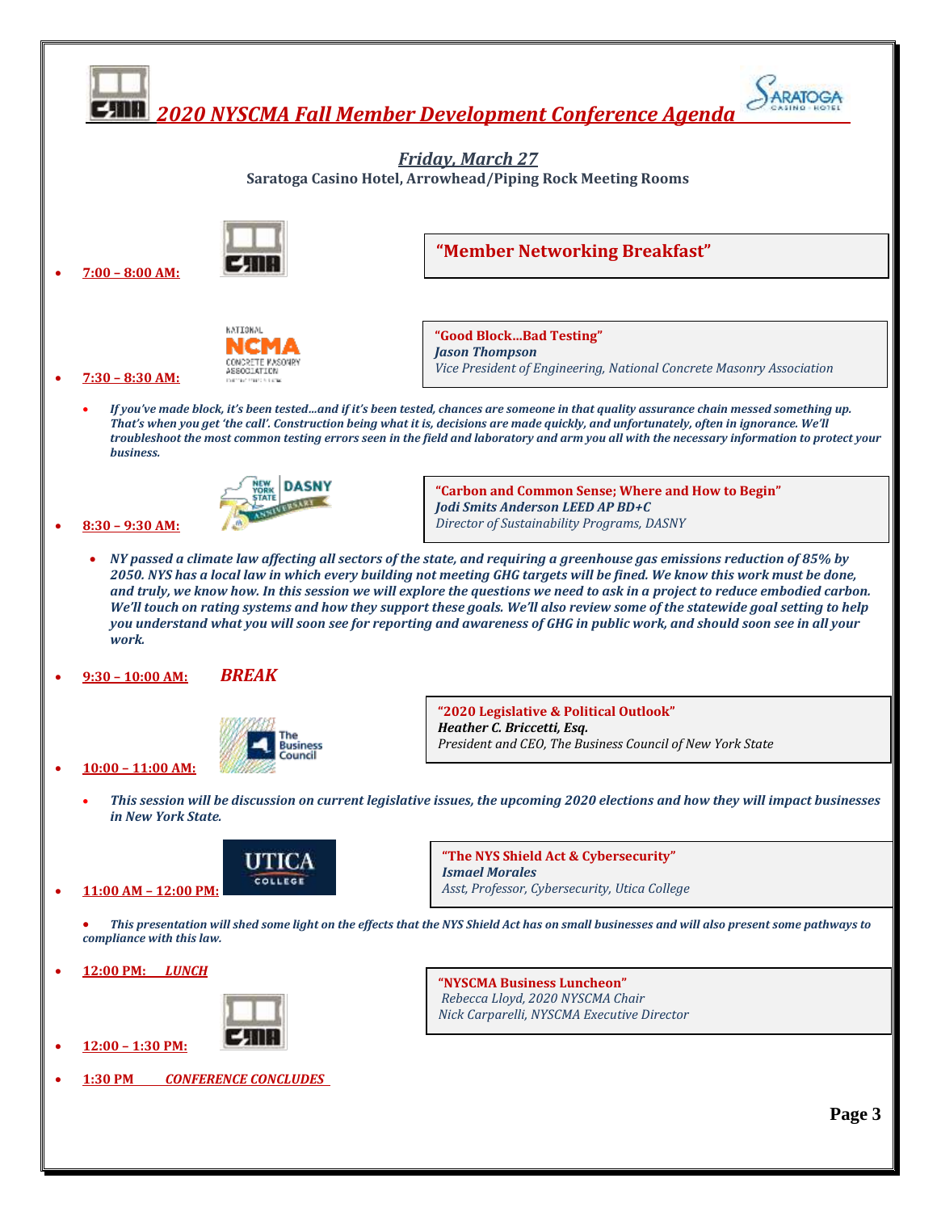# 2020 NYSCMA Fall Member Development Conference Agenda

## *Friday, March 27*

**Saratoga Casino Hotel, Arrowhead/Piping Rock Meeting Rooms**

- **7:00 – 8:00 AM:**

  **"Member Networking Breakfast"**

- **7:30 – 8:30 AM:**

  **"Good Block…Bad Testing"**
  ***Jason Thompson***
  *Vice President of Engineering, National Concrete Masonry Association*

  - ***If you've made block, it's been tested…and if it's been tested, chances are someone in that quality assurance chain messed something up. That's when you get 'the call'. Construction being what it is, decisions are made quickly, and unfortunately, often in ignorance. We'll troubleshoot the most common testing errors seen in the field and laboratory and arm you all with the necessary information to protect your business.***

- **8:30 – 9:30 AM:**

  **"Carbon and Common Sense; Where and How to Begin"**
  ***Jodi Smits Anderson LEED AP BD+C***
  *Director of Sustainability Programs, DASNY*

  - ***NY passed a climate law affecting all sectors of the state, and requiring a greenhouse gas emissions reduction of 85% by 2050. NYS has a local law in which every building not meeting GHG targets will be fined. We know this work must be done, and truly, we know how. In this session we will explore the questions we need to ask in a project to reduce embodied carbon. We'll touch on rating systems and how they support these goals. We'll also review some of the statewide goal setting to help you understand what you will soon see for reporting and awareness of GHG in public work, and should soon see in all your work.***

- **9:30 – 10:00 AM:** ***BREAK***

- **10:00 – 11:00 AM:**

  **"2020 Legislative & Political Outlook"**
  ***Heather C. Briccetti, Esq.***
  *President and CEO, The Business Council of New York State*

  - ***This session will be discussion on current legislative issues, the upcoming 2020 elections and how they will impact businesses in New York State.***

- **11:00 AM – 12:00 PM:**

  **"The NYS Shield Act & Cybersecurity"**
  ***Ismael Morales***
  *Asst, Professor, Cybersecurity, Utica College*

  - ***This presentation will shed some light on the effects that the NYS Shield Act has on small businesses and will also present some pathways to compliance with this law.***

- **12:00 PM:** ***LUNCH***

- **12:00 – 1:30 PM:**

  **"NYSCMA Business Luncheon"**
  *Rebecca Lloyd, 2020 NYSCMA Chair*
  *Nick Carparelli, NYSCMA Executive Director*

- **1:30 PM** ***CONFERENCE CONCLUDES***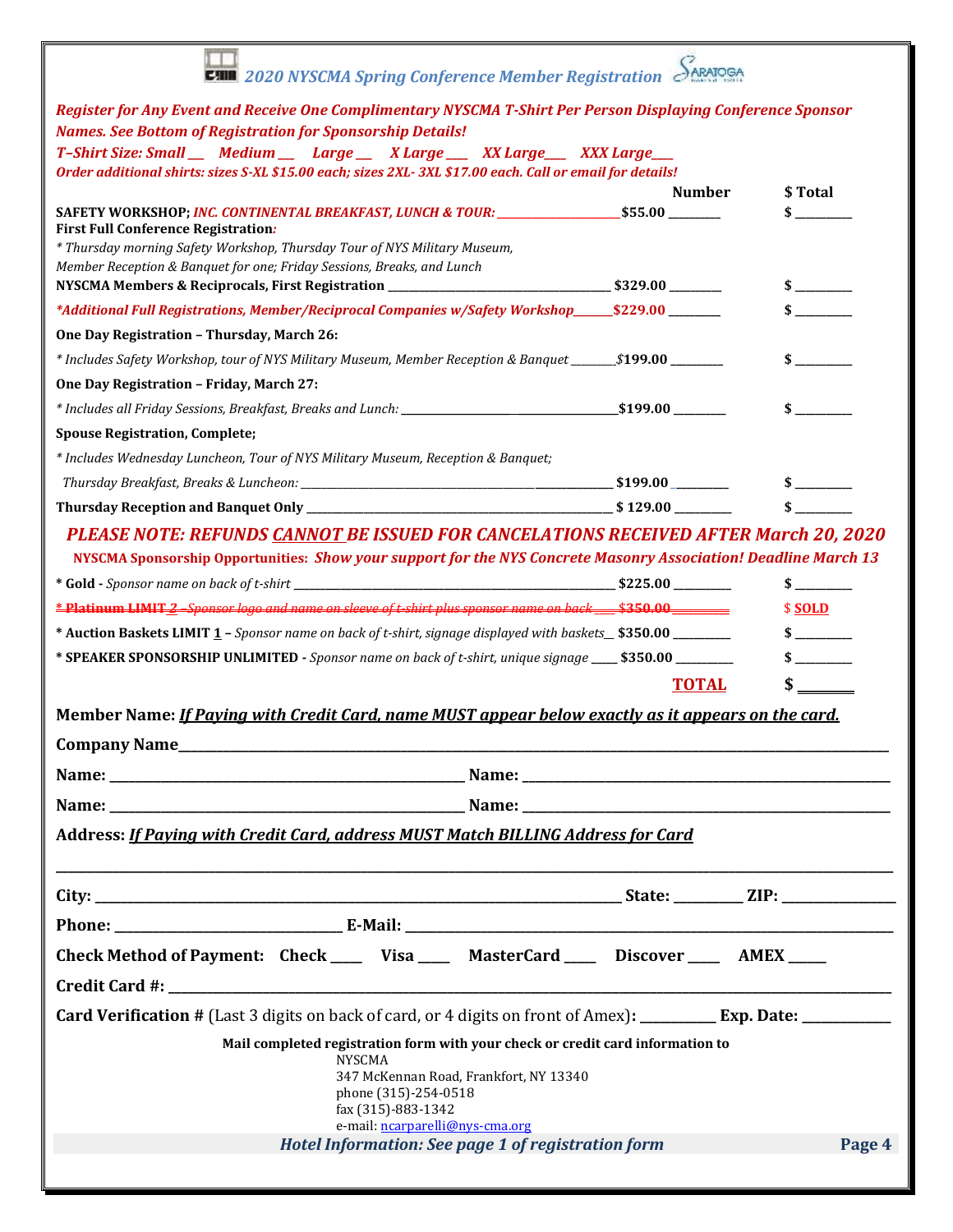# *2020 NYSCMA Spring Conference Member Registration*

***Register for Any Event and Receive One Complimentary NYSCMA T-Shirt Per Person Displaying Conference Sponsor Names. See Bottom of Registration for Sponsorship Details!***

***T–Shirt Size: Small ___ Medium ___ Large ___ X Large ____ XX Large____ XXX Large____***

***Order additional shirts: sizes S-XL $15.00 each; sizes 2XL- 3XL $17.00 each. Call or email for details!***

| | | Number | $ Total |
|---|---|---|---|
| **SAFETY WORKSHOP;** ***INC. CONTINENTAL BREAKFAST, LUNCH & TOUR:*** | **$55.00** | ________ | **$** _________ |
| **First Full Conference Registration***:* <br> *\* Thursday morning Safety Workshop, Thursday Tour of NYS Military Museum, Member Reception & Banquet for one; Friday Sessions, Breaks, and Lunch* | | | |
| **NYSCMA Members & Reciprocals, First Registration** | **$329.00** | ________ | **$** _________ |
| ***\*Additional Full Registrations, Member/Reciprocal Companies w/Safety Workshop*** | **$229.00** | ________ | **$** _________ |
| **One Day Registration – Thursday, March 26:** | | | |
| *\* Includes Safety Workshop, tour of NYS Military Museum, Member Reception & Banquet* | **$199.00** | ________ | **$** _________ |
| **One Day Registration – Friday, March 27:** | | | |
| *\* Includes all Friday Sessions, Breakfast, Breaks and Lunch:* | **$199.00** | ________ | **$** _________ |
| **Spouse Registration, Complete;** <br> *\* Includes Wednesday Luncheon, Tour of NYS Military Museum, Reception & Banquet;* | | | |
| *Thursday Breakfast, Breaks & Luncheon:* | **$199.00** | ________ | **$** _________ |
| **Thursday Reception and Banquet Only** | **$ 129.00** | ________ | **$** _________ |

## *PLEASE NOTE: REFUNDS CANNOT BE ISSUED FOR CANCELATIONS RECEIVED AFTER March 20, 2020*

**NYSCMA Sponsorship Opportunities:** ***Show your support for the NYS Concrete Masonry Association! Deadline March 13***

| | | | |
|---|---|---|---|
| **\* Gold -** *Sponsor name on back of t-shirt* | **$225.00** | ________ | **$** _________ |
| ~~**\* Platinum LIMIT 2** – *Sponsor logo and name on sleeve of t-shirt plus sponsor name on back*~~ | ~~**$350.00**~~ | ________ | $ **SOLD** |
| **\* Auction Baskets LIMIT 1 –** *Sponsor name on back of t-shirt, signage displayed with baskets* | **$350.00** | ________ | **$** _________ |
| **\* SPEAKER SPONSORSHIP UNLIMITED -** *Sponsor name on back of t-shirt, unique signage* | **$350.00** | ________ | **$** _________ |
| | | **TOTAL** | **$** _________ |

**Member Name:** ***If Paying with Credit Card, name MUST appear below exactly as it appears on the card.***

**Company Name**_______________________________________________

**Name:** ______________________________ **Name:** ______________________________

**Name:** ______________________________ **Name:** ______________________________

**Address:** ***If Paying with Credit Card, address MUST Match BILLING Address for Card***

_______________________________________________________________

**City:** ______________________________ **State:** _________ **ZIP:** _______________

**Phone:** ______________________ **E-Mail:** ______________________________

**Check Method of Payment: Check ____ Visa ____ MasterCard ____ Discover ____ AMEX _____**

**Credit Card #:** _______________________________________________

**Card Verification #** (Last 3 digits on back of card, or 4 digits on front of Amex)**:** __________ **Exp. Date:** ____________

**Mail completed registration form with your check or credit card information to**

NYSCMA
347 McKennan Road, Frankfort, NY 13340
phone (315)-254-0518
fax (315)-883-1342
e-mail: ncarparelli@nys-cma.org

***Hotel Information: See page 1 of registration form***